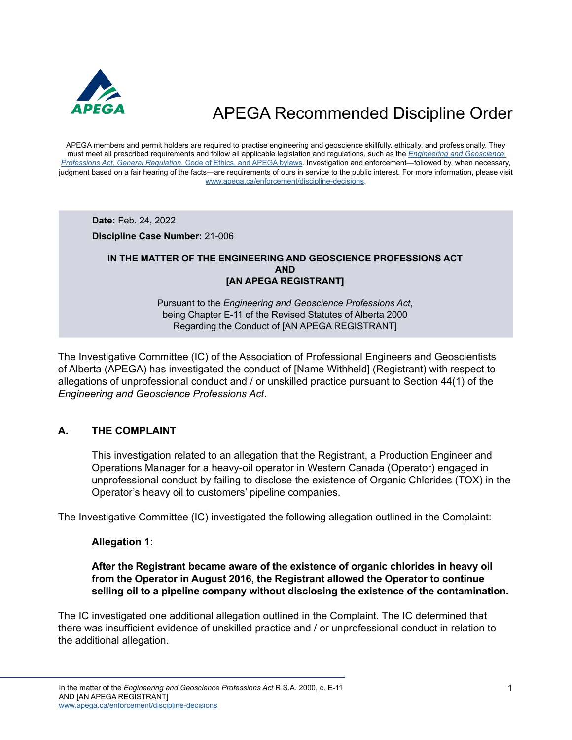# APEGA Recommended Discipline Order

APEGA members and permit holders are required to practise engineering and geoscience skillfully, ethically, and professionally. They must meet all prescribed requirements and follow all applicable legislation and regulations, such as the *Engineering and Geoscience Professions Act, General Regulation*, Code of Ethics, and APEGA bylaws. Investigation and enforcement—followed by, when necessary, judgment based on a fair hearing of the facts—are requirements of ours in service to the public interest. For more information, please visit www.apega.ca/enforcement/discipline-decisions.

**Date:** Feb. 24, 2022

**Discipline Case Number:** 21-006

**IN THE MATTER OF THE ENGINEERING AND GEOSCIENCE PROFESSIONS ACT**
**AND**
**[AN APEGA REGISTRANT]**

Pursuant to the *Engineering and Geoscience Professions Act*,
being Chapter E-11 of the Revised Statutes of Alberta 2000
Regarding the Conduct of [AN APEGA REGISTRANT]

The Investigative Committee (IC) of the Association of Professional Engineers and Geoscientists of Alberta (APEGA) has investigated the conduct of [Name Withheld] (Registrant) with respect to allegations of unprofessional conduct and / or unskilled practice pursuant to Section 44(1) of the *Engineering and Geoscience Professions Act*.

## A. THE COMPLAINT

This investigation related to an allegation that the Registrant, a Production Engineer and Operations Manager for a heavy-oil operator in Western Canada (Operator) engaged in unprofessional conduct by failing to disclose the existence of Organic Chlorides (TOX) in the Operator's heavy oil to customers' pipeline companies.

The Investigative Committee (IC) investigated the following allegation outlined in the Complaint:

**Allegation 1:**

**After the Registrant became aware of the existence of organic chlorides in heavy oil from the Operator in August 2016, the Registrant allowed the Operator to continue selling oil to a pipeline company without disclosing the existence of the contamination.**

The IC investigated one additional allegation outlined in the Complaint. The IC determined that there was insufficient evidence of unskilled practice and / or unprofessional conduct in relation to the additional allegation.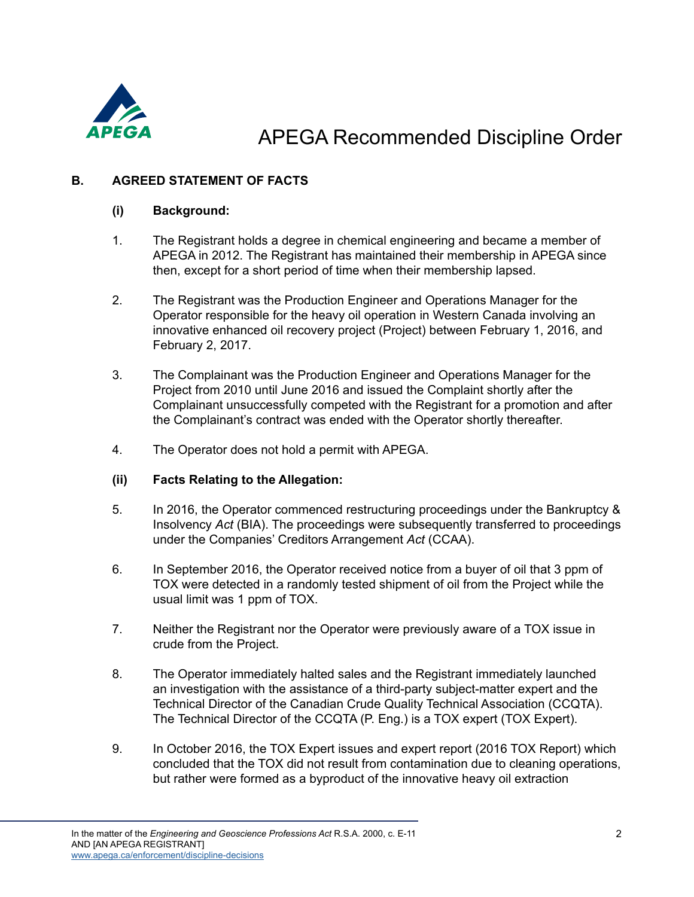## B. AGREED STATEMENT OF FACTS

### (i) Background:

1. The Registrant holds a degree in chemical engineering and became a member of APEGA in 2012. The Registrant has maintained their membership in APEGA since then, except for a short period of time when their membership lapsed.

2. The Registrant was the Production Engineer and Operations Manager for the Operator responsible for the heavy oil operation in Western Canada involving an innovative enhanced oil recovery project (Project) between February 1, 2016, and February 2, 2017.

3. The Complainant was the Production Engineer and Operations Manager for the Project from 2010 until June 2016 and issued the Complaint shortly after the Complainant unsuccessfully competed with the Registrant for a promotion and after the Complainant's contract was ended with the Operator shortly thereafter.

4. The Operator does not hold a permit with APEGA.

### (ii) Facts Relating to the Allegation:

5. In 2016, the Operator commenced restructuring proceedings under the Bankruptcy & Insolvency *Act* (BIA). The proceedings were subsequently transferred to proceedings under the Companies' Creditors Arrangement *Act* (CCAA).

6. In September 2016, the Operator received notice from a buyer of oil that 3 ppm of TOX were detected in a randomly tested shipment of oil from the Project while the usual limit was 1 ppm of TOX.

7. Neither the Registrant nor the Operator were previously aware of a TOX issue in crude from the Project.

8. The Operator immediately halted sales and the Registrant immediately launched an investigation with the assistance of a third-party subject-matter expert and the Technical Director of the Canadian Crude Quality Technical Association (CCQTA). The Technical Director of the CCQTA (P. Eng.) is a TOX expert (TOX Expert).

9. In October 2016, the TOX Expert issues and expert report (2016 TOX Report) which concluded that the TOX did not result from contamination due to cleaning operations, but rather were formed as a byproduct of the innovative heavy oil extraction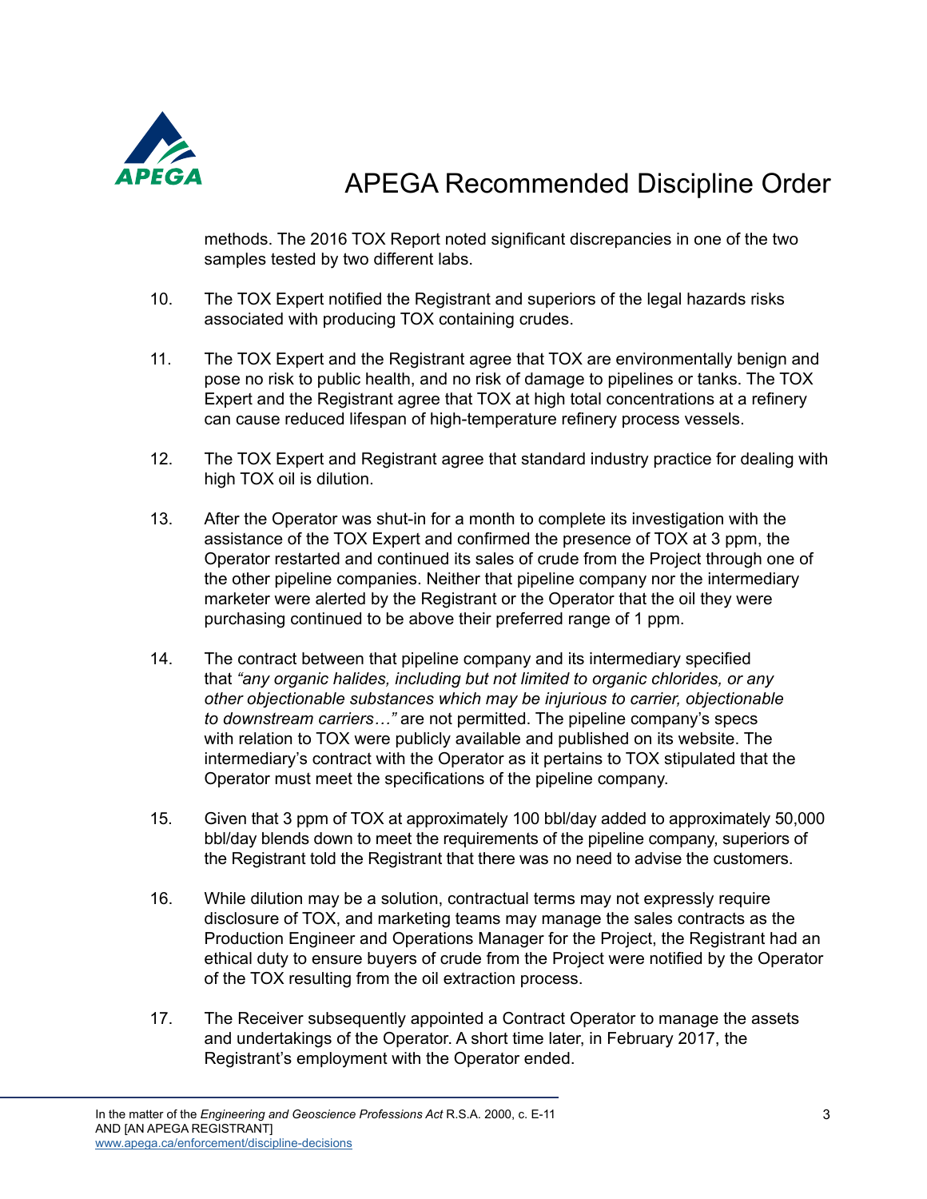methods. The 2016 TOX Report noted significant discrepancies in one of the two samples tested by two different labs.

10. The TOX Expert notified the Registrant and superiors of the legal hazards risks associated with producing TOX containing crudes.

11. The TOX Expert and the Registrant agree that TOX are environmentally benign and pose no risk to public health, and no risk of damage to pipelines or tanks. The TOX Expert and the Registrant agree that TOX at high total concentrations at a refinery can cause reduced lifespan of high-temperature refinery process vessels.

12. The TOX Expert and Registrant agree that standard industry practice for dealing with high TOX oil is dilution.

13. After the Operator was shut-in for a month to complete its investigation with the assistance of the TOX Expert and confirmed the presence of TOX at 3 ppm, the Operator restarted and continued its sales of crude from the Project through one of the other pipeline companies. Neither that pipeline company nor the intermediary marketer were alerted by the Registrant or the Operator that the oil they were purchasing continued to be above their preferred range of 1 ppm.

14. The contract between that pipeline company and its intermediary specified that *"any organic halides, including but not limited to organic chlorides, or any other objectionable substances which may be injurious to carrier, objectionable to downstream carriers…"* are not permitted. The pipeline company's specs with relation to TOX were publicly available and published on its website. The intermediary's contract with the Operator as it pertains to TOX stipulated that the Operator must meet the specifications of the pipeline company.

15. Given that 3 ppm of TOX at approximately 100 bbl/day added to approximately 50,000 bbl/day blends down to meet the requirements of the pipeline company, superiors of the Registrant told the Registrant that there was no need to advise the customers.

16. While dilution may be a solution, contractual terms may not expressly require disclosure of TOX, and marketing teams may manage the sales contracts as the Production Engineer and Operations Manager for the Project, the Registrant had an ethical duty to ensure buyers of crude from the Project were notified by the Operator of the TOX resulting from the oil extraction process.

17. The Receiver subsequently appointed a Contract Operator to manage the assets and undertakings of the Operator. A short time later, in February 2017, the Registrant's employment with the Operator ended.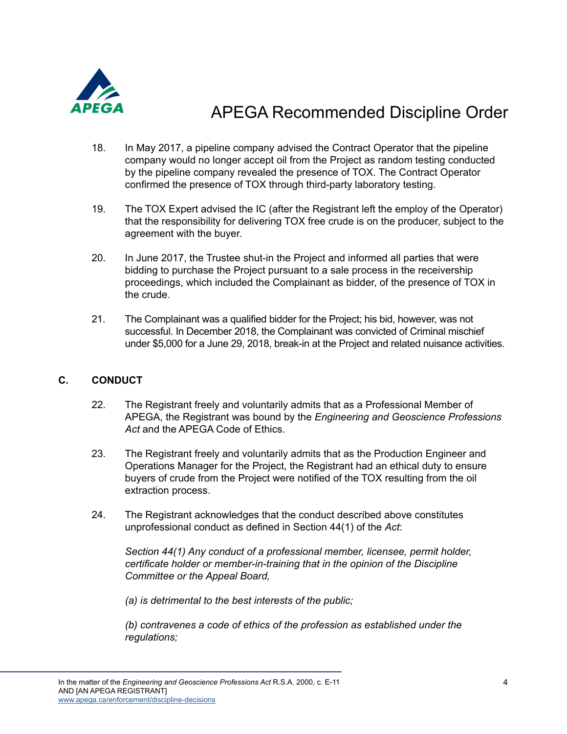18. In May 2017, a pipeline company advised the Contract Operator that the pipeline company would no longer accept oil from the Project as random testing conducted by the pipeline company revealed the presence of TOX. The Contract Operator confirmed the presence of TOX through third-party laboratory testing.

19. The TOX Expert advised the IC (after the Registrant left the employ of the Operator) that the responsibility for delivering TOX free crude is on the producer, subject to the agreement with the buyer.

20. In June 2017, the Trustee shut-in the Project and informed all parties that were bidding to purchase the Project pursuant to a sale process in the receivership proceedings, which included the Complainant as bidder, of the presence of TOX in the crude.

21. The Complainant was a qualified bidder for the Project; his bid, however, was not successful. In December 2018, the Complainant was convicted of Criminal mischief under $5,000 for a June 29, 2018, break-in at the Project and related nuisance activities.

## C. CONDUCT

22. The Registrant freely and voluntarily admits that as a Professional Member of APEGA, the Registrant was bound by the *Engineering and Geoscience Professions Act* and the APEGA Code of Ethics.

23. The Registrant freely and voluntarily admits that as the Production Engineer and Operations Manager for the Project, the Registrant had an ethical duty to ensure buyers of crude from the Project were notified of the TOX resulting from the oil extraction process.

24. The Registrant acknowledges that the conduct described above constitutes unprofessional conduct as defined in Section 44(1) of the *Act*:

    *Section 44(1) Any conduct of a professional member, licensee, permit holder, certificate holder or member-in-training that in the opinion of the Discipline Committee or the Appeal Board,*

    *(a) is detrimental to the best interests of the public;*

    *(b) contravenes a code of ethics of the profession as established under the regulations;*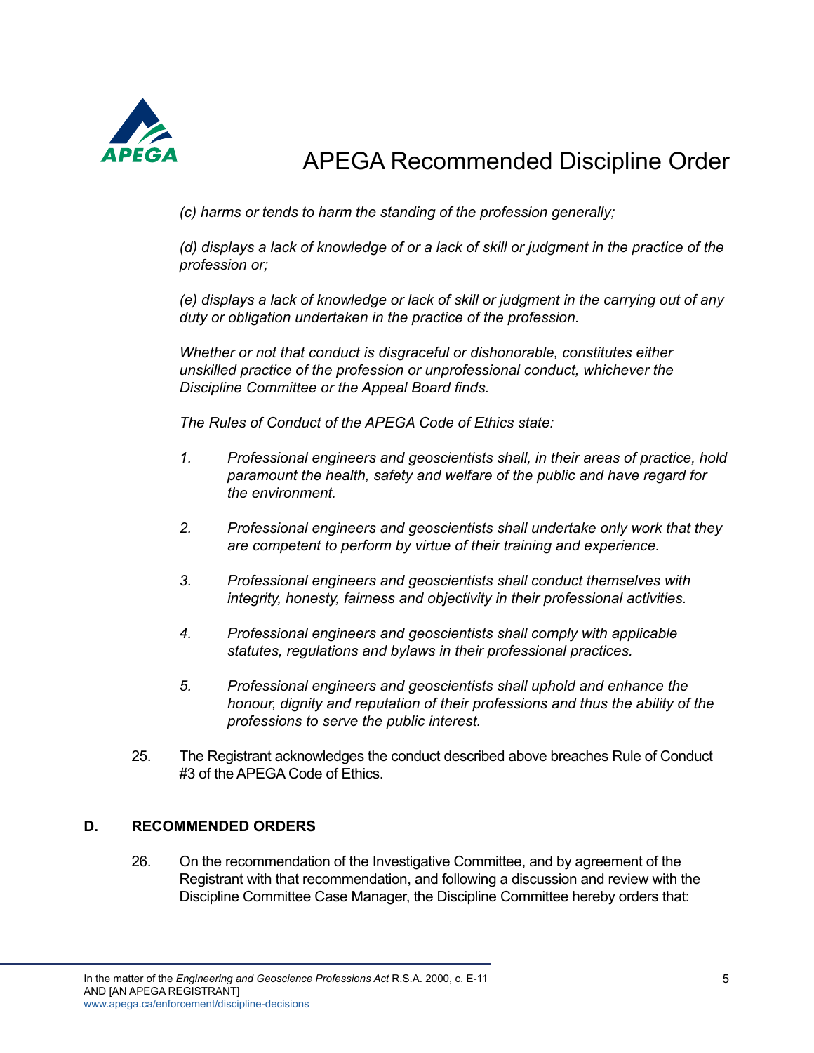*(c) harms or tends to harm the standing of the profession generally;*

*(d) displays a lack of knowledge of or a lack of skill or judgment in the practice of the profession or;*

*(e) displays a lack of knowledge or lack of skill or judgment in the carrying out of any duty or obligation undertaken in the practice of the profession.*

*Whether or not that conduct is disgraceful or dishonorable, constitutes either unskilled practice of the profession or unprofessional conduct, whichever the Discipline Committee or the Appeal Board finds.*

*The Rules of Conduct of the APEGA Code of Ethics state:*

1. *Professional engineers and geoscientists shall, in their areas of practice, hold paramount the health, safety and welfare of the public and have regard for the environment.*
2. *Professional engineers and geoscientists shall undertake only work that they are competent to perform by virtue of their training and experience.*
3. *Professional engineers and geoscientists shall conduct themselves with integrity, honesty, fairness and objectivity in their professional activities.*
4. *Professional engineers and geoscientists shall comply with applicable statutes, regulations and bylaws in their professional practices.*
5. *Professional engineers and geoscientists shall uphold and enhance the honour, dignity and reputation of their professions and thus the ability of the professions to serve the public interest.*

25. The Registrant acknowledges the conduct described above breaches Rule of Conduct #3 of the APEGA Code of Ethics.

## D. RECOMMENDED ORDERS

26. On the recommendation of the Investigative Committee, and by agreement of the Registrant with that recommendation, and following a discussion and review with the Discipline Committee Case Manager, the Discipline Committee hereby orders that: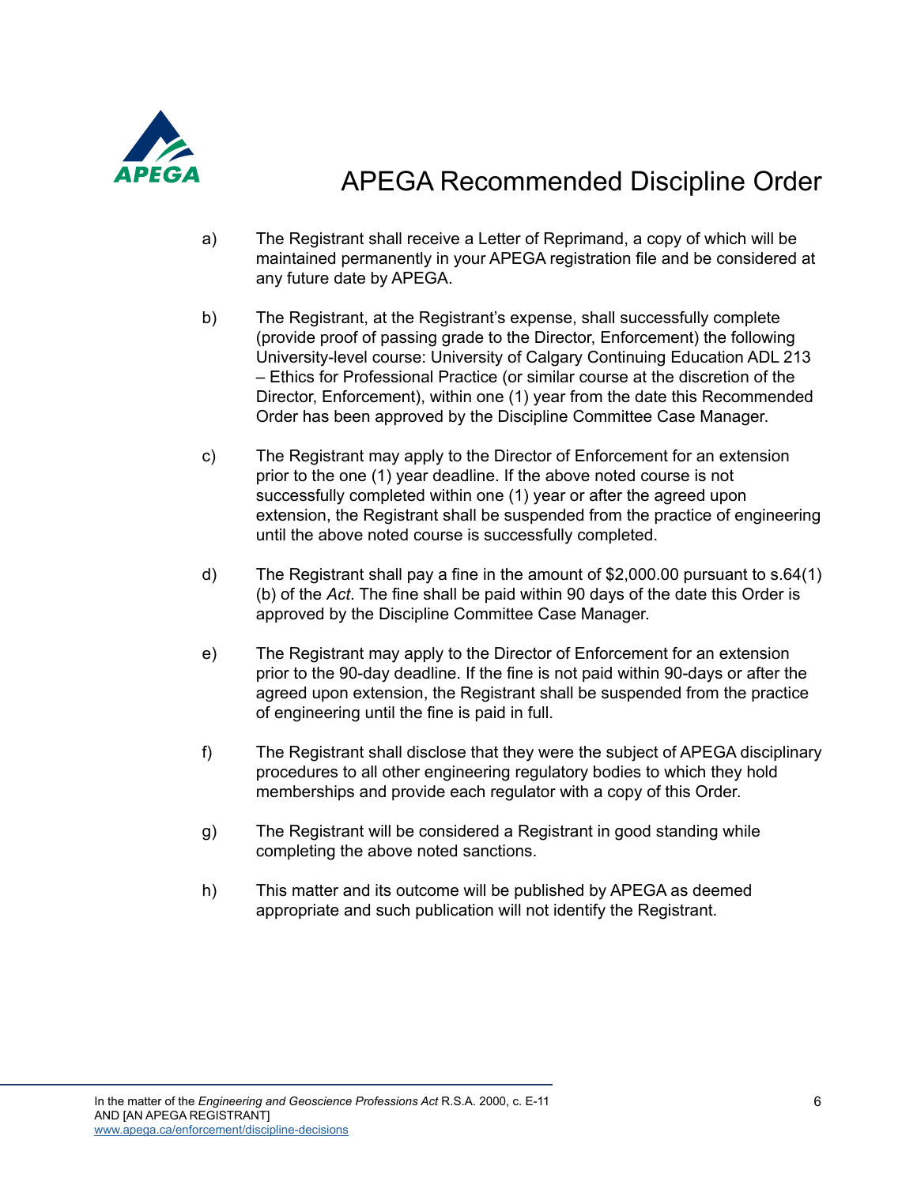# APEGA Recommended Discipline Order

a) The Registrant shall receive a Letter of Reprimand, a copy of which will be maintained permanently in your APEGA registration file and be considered at any future date by APEGA.

b) The Registrant, at the Registrant's expense, shall successfully complete (provide proof of passing grade to the Director, Enforcement) the following University-level course: University of Calgary Continuing Education ADL 213 – Ethics for Professional Practice (or similar course at the discretion of the Director, Enforcement), within one (1) year from the date this Recommended Order has been approved by the Discipline Committee Case Manager.

c) The Registrant may apply to the Director of Enforcement for an extension prior to the one (1) year deadline. If the above noted course is not successfully completed within one (1) year or after the agreed upon extension, the Registrant shall be suspended from the practice of engineering until the above noted course is successfully completed.

d) The Registrant shall pay a fine in the amount of $2,000.00 pursuant to s.64(1)(b) of the *Act*. The fine shall be paid within 90 days of the date this Order is approved by the Discipline Committee Case Manager.

e) The Registrant may apply to the Director of Enforcement for an extension prior to the 90-day deadline. If the fine is not paid within 90-days or after the agreed upon extension, the Registrant shall be suspended from the practice of engineering until the fine is paid in full.

f) The Registrant shall disclose that they were the subject of APEGA disciplinary procedures to all other engineering regulatory bodies to which they hold memberships and provide each regulator with a copy of this Order.

g) The Registrant will be considered a Registrant in good standing while completing the above noted sanctions.

h) This matter and its outcome will be published by APEGA as deemed appropriate and such publication will not identify the Registrant.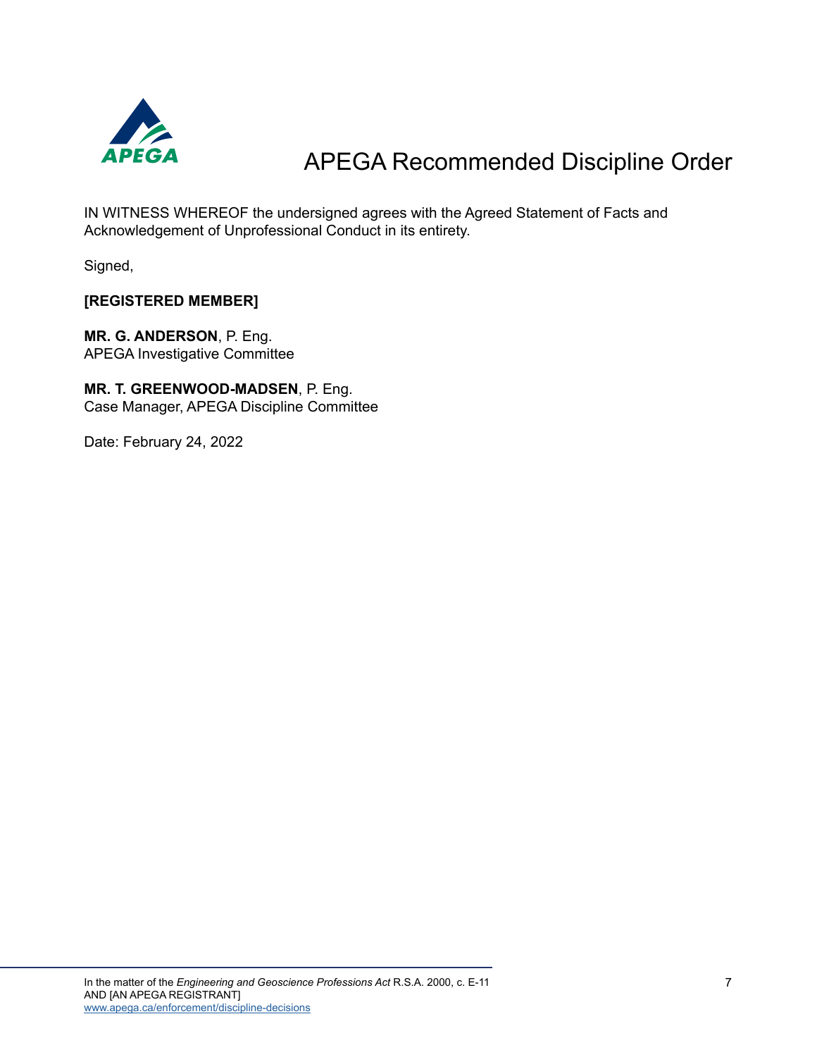# APEGA Recommended Discipline Order

IN WITNESS WHEREOF the undersigned agrees with the Agreed Statement of Facts and Acknowledgement of Unprofessional Conduct in its entirety.

Signed,

**[REGISTERED MEMBER]**

**MR. G. ANDERSON**, P. Eng.
APEGA Investigative Committee

**MR. T. GREENWOOD-MADSEN**, P. Eng.
Case Manager, APEGA Discipline Committee

Date: February 24, 2022